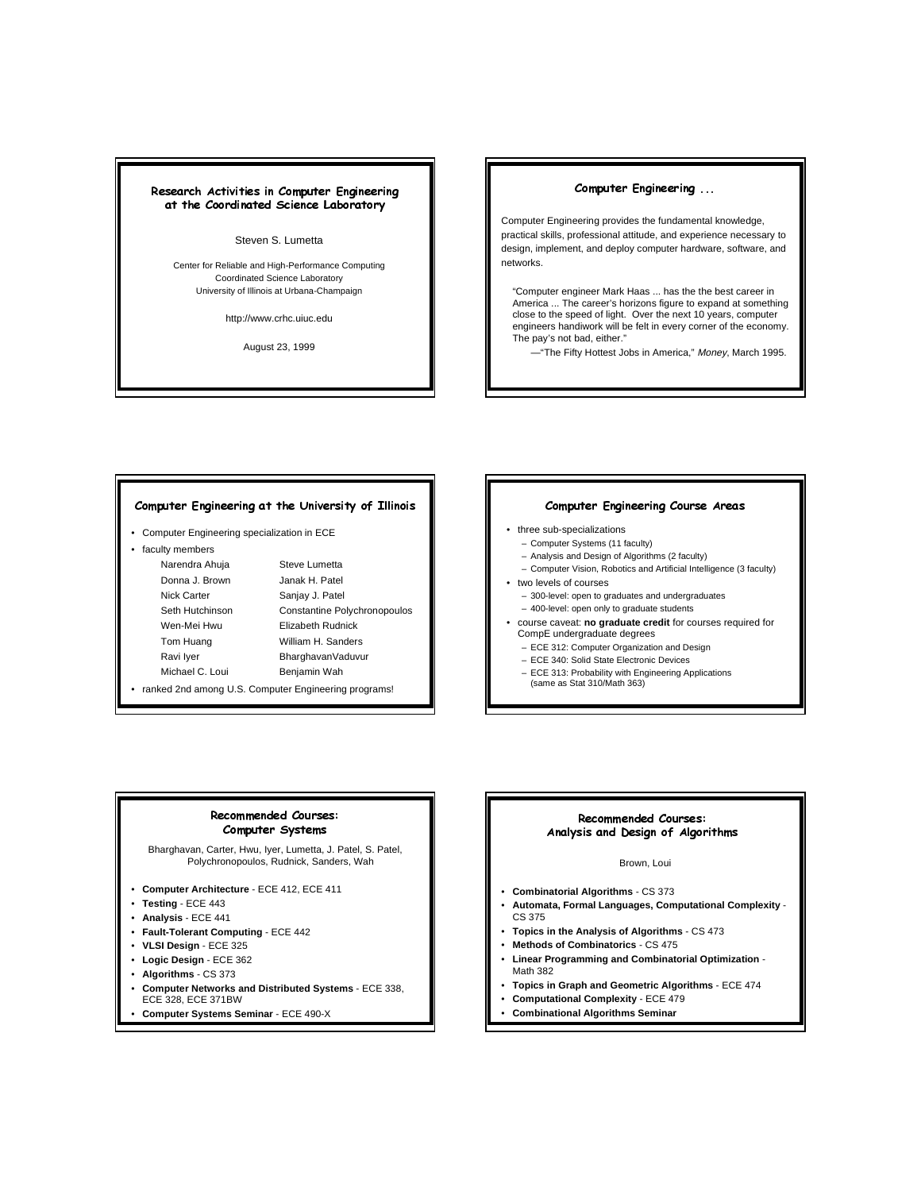## Research Activities in Computer Engineering at the Coordinated Science Laboratory

Steven S. Lumetta

Center for Reliable and High-Performance Computing
Coordinated Science Laboratory
University of Illinois at Urbana-Champaign

http://www.crhc.uiuc.edu

August 23, 1999

## Computer Engineering ...

Computer Engineering provides the fundamental knowledge, practical skills, professional attitude, and experience necessary to design, implement, and deploy computer hardware, software, and networks.

> "Computer engineer Mark Haas ... has the the best career in America ... The career's horizons figure to expand at something close to the speed of light. Over the next 10 years, computer engineers handiwork will be felt in every corner of the economy. The pay's not bad, either."
>
> —"The Fifty Hottest Jobs in America," *Money*, March 1995.

## Computer Engineering at the University of Illinois

- Computer Engineering specialization in ECE
- faculty members

| | |
|---|---|
| Narendra Ahuja | Steve Lumetta |
| Donna J. Brown | Janak H. Patel |
| Nick Carter | Sanjay J. Patel |
| Seth Hutchinson | Constantine Polychronopoulos |
| Wen-Mei Hwu | Elizabeth Rudnick |
| Tom Huang | William H. Sanders |
| Ravi Iyer | BharghavanVaduvur |
| Michael C. Loui | Benjamin Wah |

- ranked 2nd among U.S. Computer Engineering programs!

## Computer Engineering Course Areas

- three sub-specializations
  - Computer Systems (11 faculty)
  - Analysis and Design of Algorithms (2 faculty)
  - Computer Vision, Robotics and Artificial Intelligence (3 faculty)
- two levels of courses
  - 300-level: open to graduates and undergraduates
  - 400-level: open only to graduate students
- course caveat: **no graduate credit** for courses required for CompE undergraduate degrees
  - ECE 312: Computer Organization and Design
  - ECE 340: Solid State Electronic Devices
  - ECE 313: Probability with Engineering Applications (same as Stat 310/Math 363)

## Recommended Courses: Computer Systems

Bharghavan, Carter, Hwu, Iyer, Lumetta, J. Patel, S. Patel, Polychronopoulos, Rudnick, Sanders, Wah

- **Computer Architecture** - ECE 412, ECE 411
- **Testing** - ECE 443
- **Analysis** - ECE 441
- **Fault-Tolerant Computing** - ECE 442
- **VLSI Design** - ECE 325
- **Logic Design** - ECE 362
- **Algorithms** - CS 373
- **Computer Networks and Distributed Systems** - ECE 338, ECE 328, ECE 371BW
- **Computer Systems Seminar** - ECE 490-X

## Recommended Courses: Analysis and Design of Algorithms

Brown, Loui

- **Combinatorial Algorithms** - CS 373
- **Automata, Formal Languages, Computational Complexity** - CS 375
- **Topics in the Analysis of Algorithms** - CS 473
- **Methods of Combinatorics** - CS 475
- **Linear Programming and Combinatorial Optimization** - Math 382
- **Topics in Graph and Geometric Algorithms** - ECE 474
- **Computational Complexity** - ECE 479
- **Combinational Algorithms Seminar**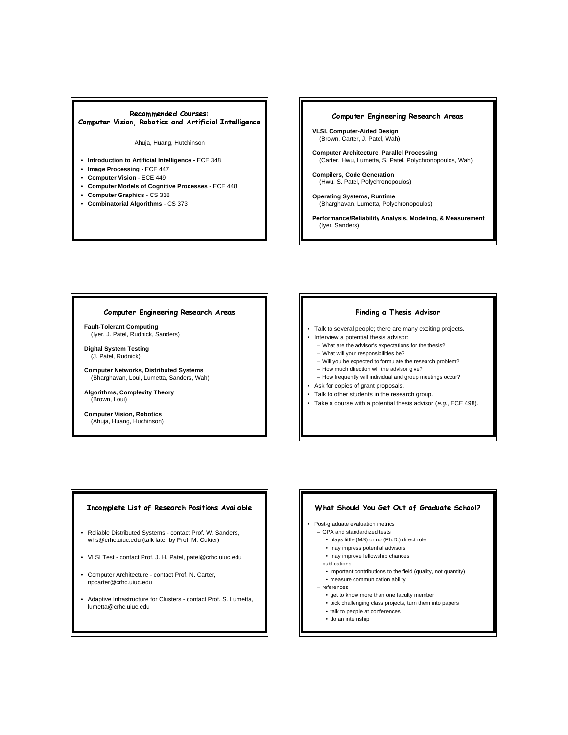## Recommended Courses: Computer Vision, Robotics and Artificial Intelligence

Ahuja, Huang, Hutchinson

- **Introduction to Artificial Intelligence -** ECE 348
- **Image Processing -** ECE 447
- **Computer Vision** - ECE 449
- **Computer Models of Cognitive Processes** - ECE 448
- **Computer Graphics** - CS 318
- **Combinatorial Algorithms** - CS 373

## Computer Engineering Research Areas

**VLSI, Computer-Aided Design**
(Brown, Carter, J. Patel, Wah)

**Computer Architecture, Parallel Processing**
(Carter, Hwu, Lumetta, S. Patel, Polychronopoulos, Wah)

**Compilers, Code Generation**
(Hwu, S. Patel, Polychronopoulos)

**Operating Systems, Runtime**
(Bharghavan, Lumetta, Polychronopoulos)

**Performance/Reliability Analysis, Modeling, & Measurement**
(Iyer, Sanders)

## Computer Engineering Research Areas

**Fault-Tolerant Computing**
(Iyer, J. Patel, Rudnick, Sanders)

**Digital System Testing**
(J. Patel, Rudnick)

**Computer Networks, Distributed Systems**
(Bharghavan, Loui, Lumetta, Sanders, Wah)

**Algorithms, Complexity Theory**
(Brown, Loui)

**Computer Vision, Robotics**
(Ahuja, Huang, Huchinson)

## Finding a Thesis Advisor

- Talk to several people; there are many exciting projects.
- Interview a potential thesis advisor:
  - What are the advisor's expectations for the thesis?
  - What will your responsibilities be?
  - Will you be expected to formulate the research problem?
  - How much direction will the advisor give?
  - How frequently will individual and group meetings occur?
- Ask for copies of grant proposals.
- Talk to other students in the research group.
- Take a course with a potential thesis advisor (*e.g.*, ECE 498).

## Incomplete List of Research Positions Available

- Reliable Distributed Systems - contact Prof. W. Sanders, whs@crhc.uiuc.edu (talk later by Prof. M. Cukier)
- VLSI Test - contact Prof. J. H. Patel, patel@crhc.uiuc.edu
- Computer Architecture - contact Prof. N. Carter, npcarter@crhc.uiuc.edu
- Adaptive Infrastructure for Clusters - contact Prof. S. Lumetta, lumetta@crhc.uiuc.edu

## What Should You Get Out of Graduate School?

- Post-graduate evaluation metrics
  - GPA and standardized tests
    - plays little (MS) or no (Ph.D.) direct role
    - may impress potential advisors
    - may improve fellowship chances
  - publications
    - important contributions to the field (quality, not quantity)
    - measure communication ability
  - references
    - get to know more than one faculty member
    - pick challenging class projects, turn them into papers
    - talk to people at conferences
    - do an internship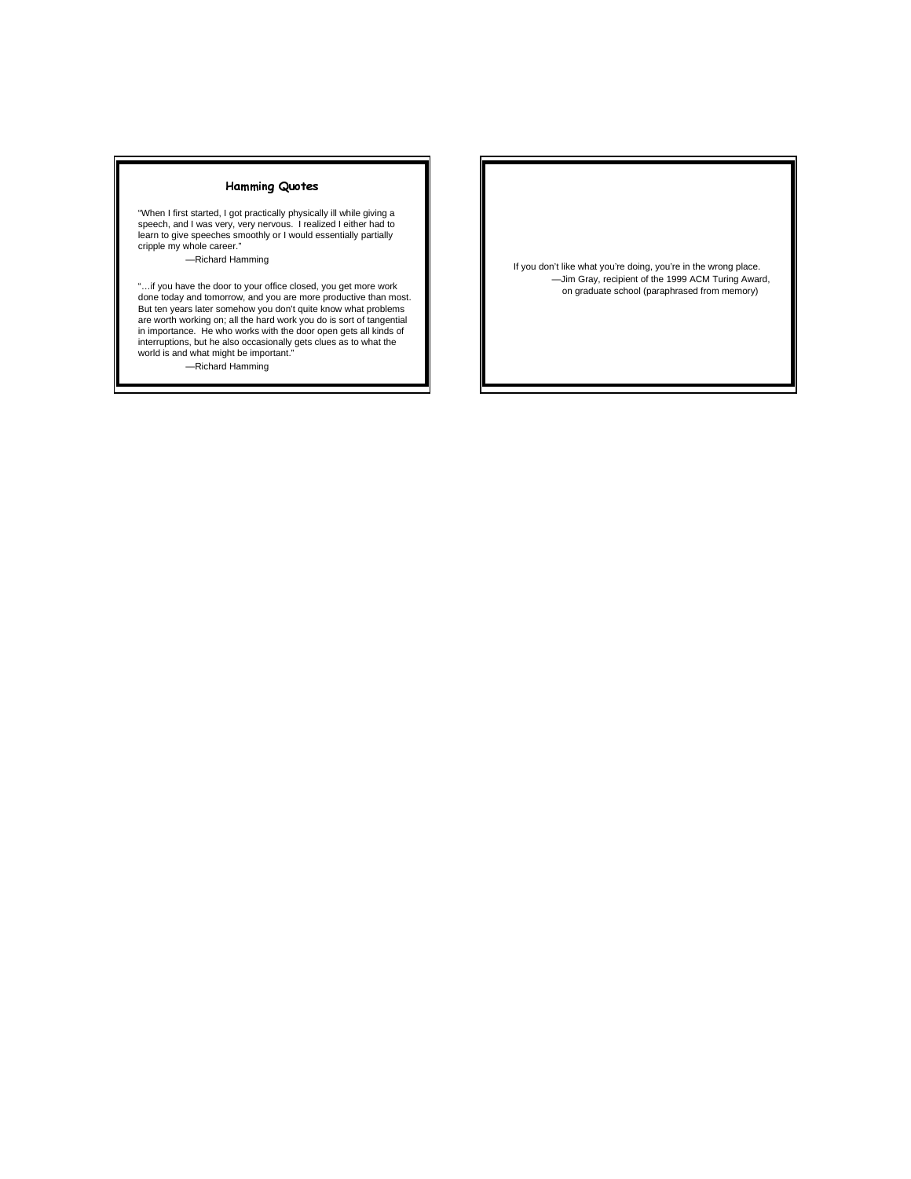## Hamming Quotes

"When I first started, I got practically physically ill while giving a speech, and I was very, very nervous. I realized I either had to learn to give speeches smoothly or I would essentially partially cripple my whole career."

—Richard Hamming

"…if you have the door to your office closed, you get more work done today and tomorrow, and you are more productive than most. But ten years later somehow you don't quite know what problems are worth working on; all the hard work you do is sort of tangential in importance. He who works with the door open gets all kinds of interruptions, but he also occasionally gets clues as to what the world is and what might be important."

—Richard Hamming

If you don't like what you're doing, you're in the wrong place.

—Jim Gray, recipient of the 1999 ACM Turing Award, on graduate school (paraphrased from memory)